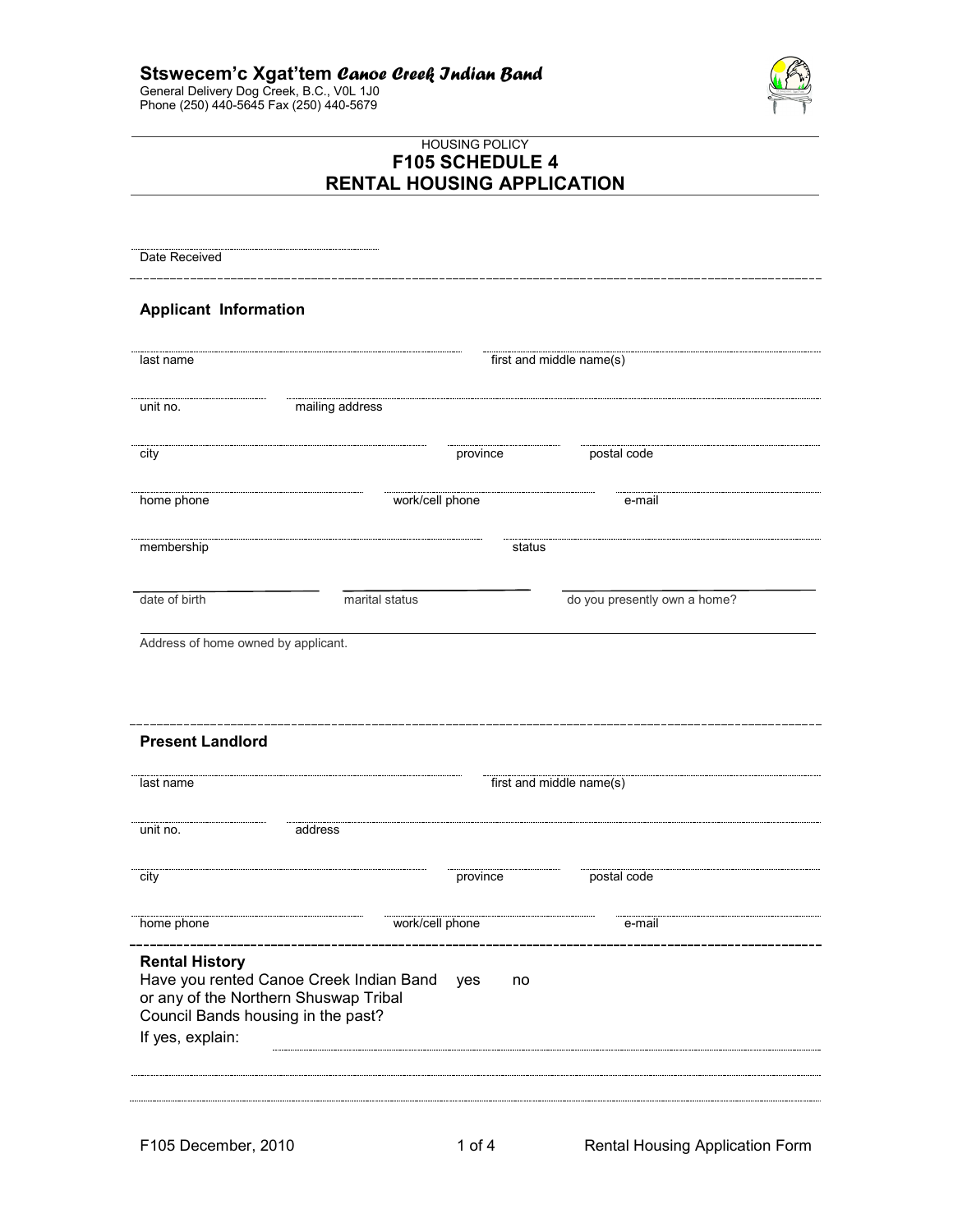**Stswecem'c Xgat'tem** *Canoe Creek Indian Band*
General Delivery Dog Creek, B.C., V0L 1J0
Phone (250) 440-5645 Fax (250) 440-5679

HOUSING POLICY

# F105 SCHEDULE 4
# RENTAL HOUSING APPLICATION

Date Received

---

## Applicant Information

| | |
|---|---|
| last name | first and middle name(s) |

| | |
|---|---|
| unit no. | mailing address |

| | | |
|---|---|---|
| city | province | postal code |

| | | |
|---|---|---|
| home phone | work/cell phone | e-mail |

| | |
|---|---|
| membership | status |

| | | |
|---|---|---|
| date of birth | marital status | do you presently own a home? |

Address of home owned by applicant.

---

## Present Landlord

| | |
|---|---|
| last name | first and middle name(s) |

| | |
|---|---|
| unit no. | address |

| | | |
|---|---|---|
| city | province | postal code |

| | | |
|---|---|---|
| home phone | work/cell phone | e-mail |

---

## Rental History

Have you rented Canoe Creek Indian Band or any of the Northern Shuswap Tribal Council Bands housing in the past? yes no

If yes, explain: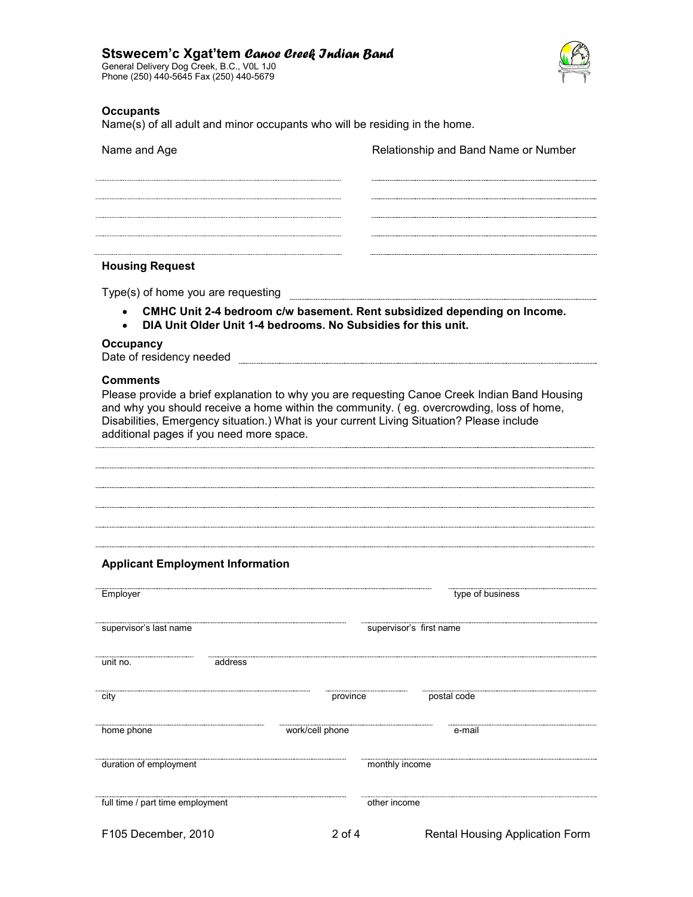**Stswecem'c Xgat'tem** ***Canoe Creek Indian Band***
General Delivery Dog Creek, B.C., V0L 1J0
Phone (250) 440-5645 Fax (250) 440-5679

**Occupants**

Name(s) of all adult and minor occupants who will be residing in the home.

| Name and Age | Relationship and Band Name or Number |
|---|---|
| | |
| | |
| | |
| | |
| | |

**Housing Request**

Type(s) of home you are requesting ______________________________

- **CMHC Unit 2-4 bedroom c/w basement. Rent subsidized depending on Income.**
- **DIA Unit Older Unit 1-4 bedrooms. No Subsidies for this unit.**

**Occupancy**

Date of residency needed ______________________________

**Comments**

Please provide a brief explanation to why you are requesting Canoe Creek Indian Band Housing and why you should receive a home within the community. ( eg. overcrowding, loss of home, Disabilities, Emergency situation.) What is your current Living Situation? Please include additional pages if you need more space.

______________________________________________________________________

______________________________________________________________________

______________________________________________________________________

______________________________________________________________________

______________________________________________________________________

______________________________________________________________________

**Applicant Employment Information**

Employer ______________________________ type of business ______________________________

supervisor's last name ______________________________ supervisor's first name ______________________________

unit no. ____________ address ______________________________

city ______________________________ province ____________ postal code ______________________________

home phone ______________________________ work/cell phone ______________________________ e-mail ______________________________

duration of employment ______________________________ monthly income ______________________________

full time / part time employment ______________________________ other income ______________________________

F105 December, 2010 — Rental Housing Application Form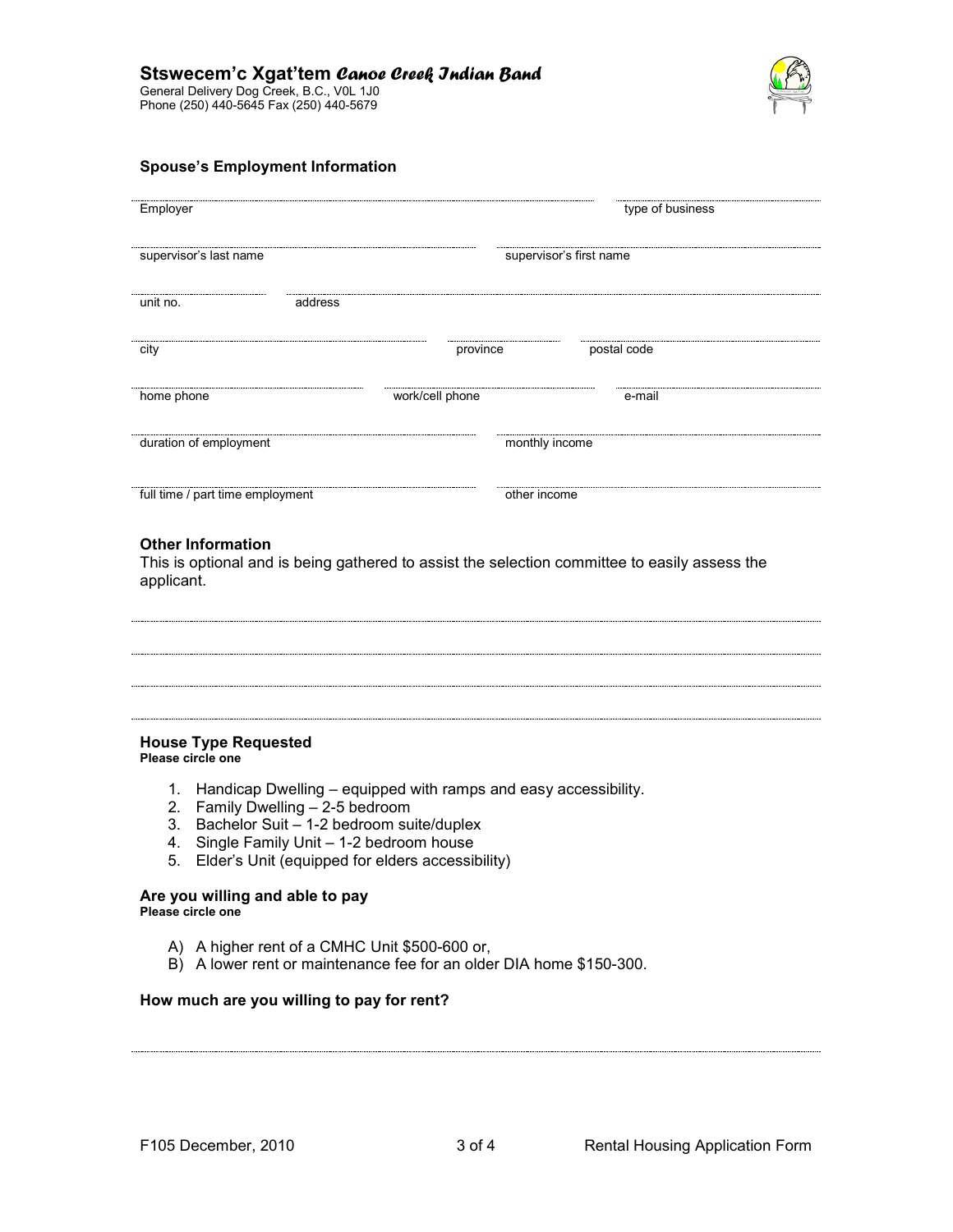**Stswecem'c Xgat'tem** *Canoe Creek Indian Band*
General Delivery Dog Creek, B.C., V0L 1J0
Phone (250) 440-5645 Fax (250) 440-5679

### Spouse's Employment Information

| Employer | type of business |
|---|---|
| | |

| supervisor's last name | supervisor's first name |
|---|---|
| | |

| unit no. | address |
|---|---|
| | |

| city | province | postal code |
|---|---|---|
| | | |

| home phone | work/cell phone | e-mail |
|---|---|---|
| | | |

| duration of employment | monthly income |
|---|---|
| | |

| full time / part time employment | other income |
|---|---|
| | |

### Other Information

This is optional and is being gathered to assist the selection committee to easily assess the applicant.

________________________________________

________________________________________

________________________________________

________________________________________

### House Type Requested

**Please circle one**

1. Handicap Dwelling – equipped with ramps and easy accessibility.
2. Family Dwelling – 2-5 bedroom
3. Bachelor Suit – 1-2 bedroom suite/duplex
4. Single Family Unit – 1-2 bedroom house
5. Elder's Unit (equipped for elders accessibility)

### Are you willing and able to pay

**Please circle one**

A) A higher rent of a CMHC Unit $500-600 or,
B) A lower rent or maintenance fee for an older DIA home $150-300.

### How much are you willing to pay for rent?

________________________________________

F105 December, 2010 — Rental Housing Application Form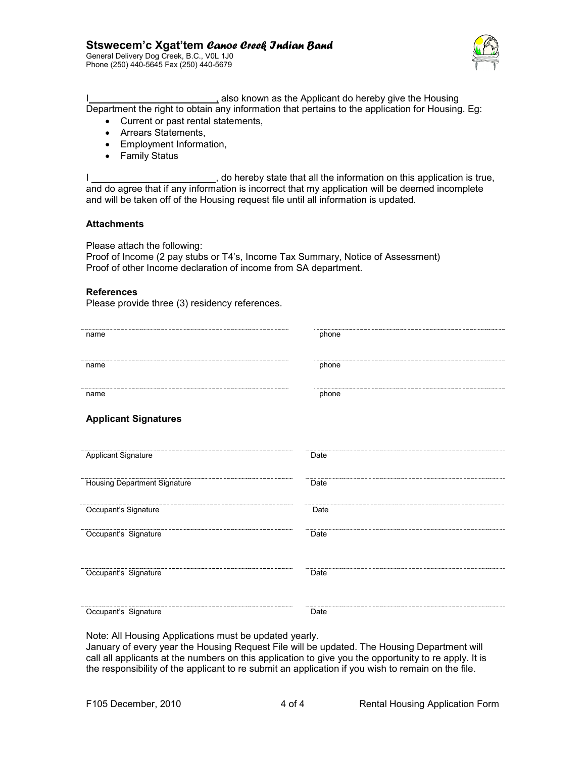**Stswecem'c Xgat'tem** *Canoe Creek Indian Band*
General Delivery Dog Creek, B.C., V0L 1J0
Phone (250) 440-5645 Fax (250) 440-5679

I ________________________, also known as the Applicant do hereby give the Housing Department the right to obtain any information that pertains to the application for Housing. Eg:

- Current or past rental statements,
- Arrears Statements,
- Employment Information,
- Family Status

I ________________________, do hereby state that all the information on this application is true, and do agree that if any information is incorrect that my application will be deemed incomplete and will be taken off of the Housing request file until all information is updated.

**Attachments**

Please attach the following:
Proof of Income (2 pay stubs or T4's, Income Tax Summary, Notice of Assessment)
Proof of other Income declaration of income from SA department.

**References**
Please provide three (3) residency references.

| | |
|---|---|
| name | phone |
| name | phone |
| name | phone |

### Applicant Signatures

| | |
|---|---|
| Applicant Signature | Date |
| Housing Department Signature | Date |
| Occupant's Signature | Date |
| Occupant's Signature | Date |
| Occupant's Signature | Date |
| Occupant's Signature | Date |

Note: All Housing Applications must be updated yearly.
January of every year the Housing Request File will be updated. The Housing Department will call all applicants at the numbers on this application to give you the opportunity to re apply. It is the responsibility of the applicant to re submit an application if you wish to remain on the file.

F105 December, 2010 Rental Housing Application Form